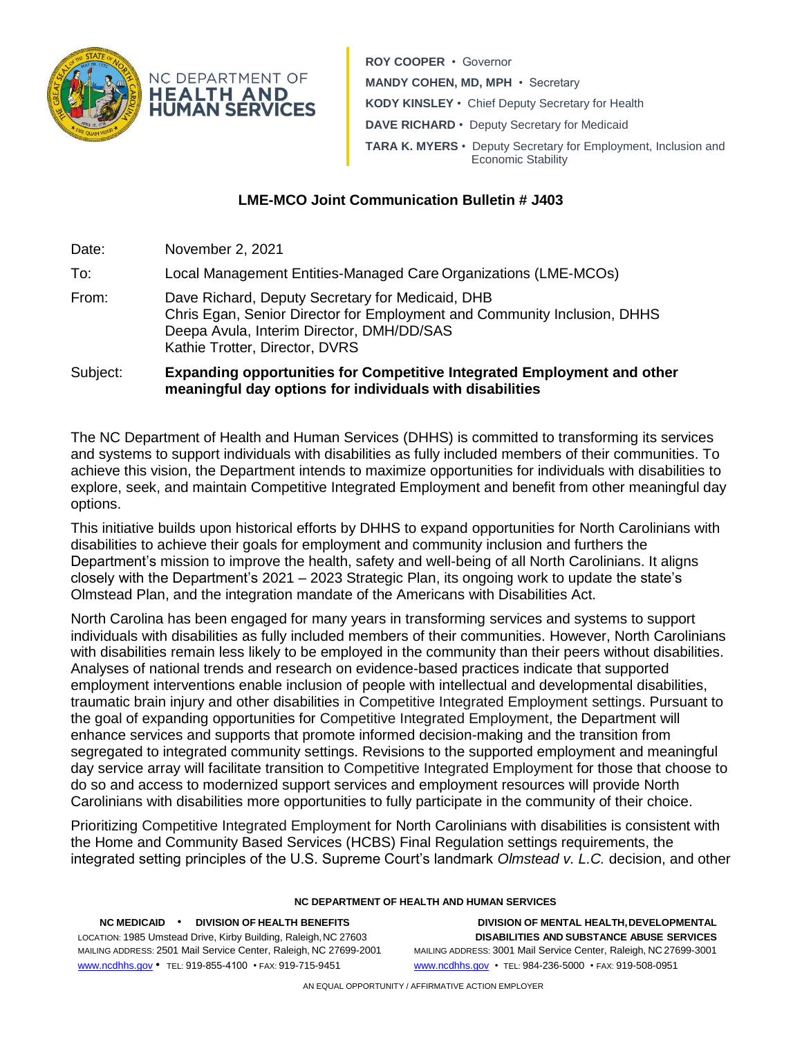NC DEPARTMENT OF **HEALTH AND HUMAN SERVICES**

**ROY COOPER** • Governor
**MANDY COHEN, MD, MPH** • Secretary
**KODY KINSLEY** • Chief Deputy Secretary for Health
**DAVE RICHARD** • Deputy Secretary for Medicaid
**TARA K. MYERS** • Deputy Secretary for Employment, Inclusion and Economic Stability

## LME-MCO Joint Communication Bulletin # J403

Date: November 2, 2021

To: Local Management Entities-Managed Care Organizations (LME-MCOs)

From: Dave Richard, Deputy Secretary for Medicaid, DHB
Chris Egan, Senior Director for Employment and Community Inclusion, DHHS
Deepa Avula, Interim Director, DMH/DD/SAS
Kathie Trotter, Director, DVRS

Subject: **Expanding opportunities for Competitive Integrated Employment and other meaningful day options for individuals with disabilities**

The NC Department of Health and Human Services (DHHS) is committed to transforming its services and systems to support individuals with disabilities as fully included members of their communities. To achieve this vision, the Department intends to maximize opportunities for individuals with disabilities to explore, seek, and maintain Competitive Integrated Employment and benefit from other meaningful day options.

This initiative builds upon historical efforts by DHHS to expand opportunities for North Carolinians with disabilities to achieve their goals for employment and community inclusion and furthers the Department's mission to improve the health, safety and well-being of all North Carolinians. It aligns closely with the Department's 2021 – 2023 Strategic Plan, its ongoing work to update the state's Olmstead Plan, and the integration mandate of the Americans with Disabilities Act.

North Carolina has been engaged for many years in transforming services and systems to support individuals with disabilities as fully included members of their communities. However, North Carolinians with disabilities remain less likely to be employed in the community than their peers without disabilities. Analyses of national trends and research on evidence-based practices indicate that supported employment interventions enable inclusion of people with intellectual and developmental disabilities, traumatic brain injury and other disabilities in Competitive Integrated Employment settings. Pursuant to the goal of expanding opportunities for Competitive Integrated Employment, the Department will enhance services and supports that promote informed decision-making and the transition from segregated to integrated community settings. Revisions to the supported employment and meaningful day service array will facilitate transition to Competitive Integrated Employment for those that choose to do so and access to modernized support services and employment resources will provide North Carolinians with disabilities more opportunities to fully participate in the community of their choice.

Prioritizing Competitive Integrated Employment for North Carolinians with disabilities is consistent with the Home and Community Based Services (HCBS) Final Regulation settings requirements, the integrated setting principles of the U.S. Supreme Court's landmark *Olmstead v. L.C.* decision, and other

**NC DEPARTMENT OF HEALTH AND HUMAN SERVICES**

**NC MEDICAID • DIVISION OF HEALTH BENEFITS**
LOCATION: 1985 Umstead Drive, Kirby Building, Raleigh, NC 27603
MAILING ADDRESS: 2501 Mail Service Center, Raleigh, NC 27699-2001
www.ncdhhs.gov • TEL: 919-855-4100 • FAX: 919-715-9451

**DIVISION OF MENTAL HEALTH, DEVELOPMENTAL DISABILITIES AND SUBSTANCE ABUSE SERVICES**
MAILING ADDRESS: 3001 Mail Service Center, Raleigh, NC 27699-3001
www.ncdhhs.gov • TEL: 984-236-5000 • FAX: 919-508-0951

AN EQUAL OPPORTUNITY / AFFIRMATIVE ACTION EMPLOYER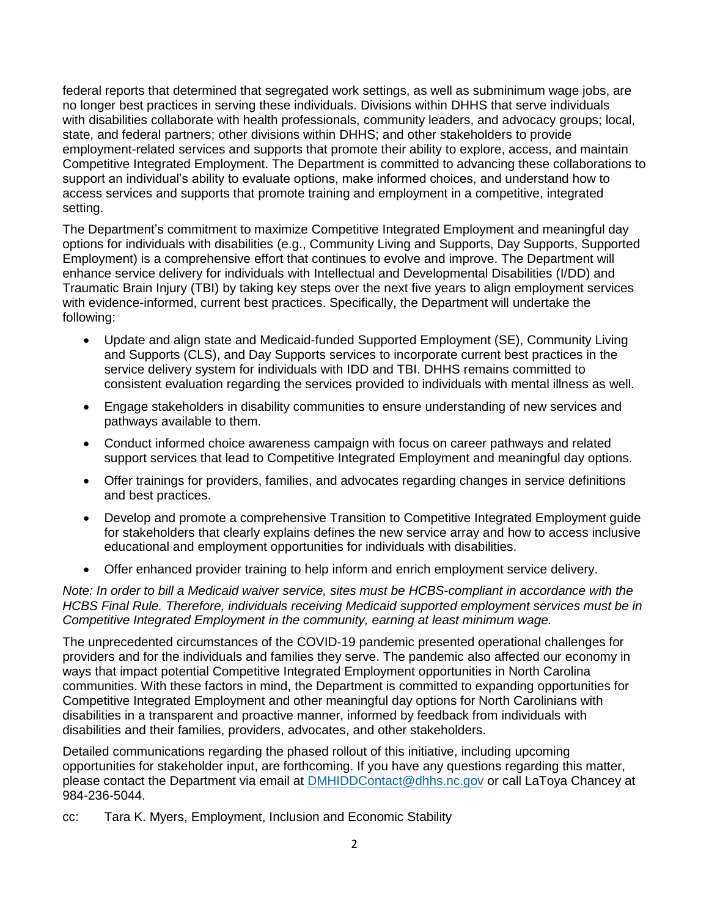federal reports that determined that segregated work settings, as well as subminimum wage jobs, are no longer best practices in serving these individuals. Divisions within DHHS that serve individuals with disabilities collaborate with health professionals, community leaders, and advocacy groups; local, state, and federal partners; other divisions within DHHS; and other stakeholders to provide employment-related services and supports that promote their ability to explore, access, and maintain Competitive Integrated Employment. The Department is committed to advancing these collaborations to support an individual's ability to evaluate options, make informed choices, and understand how to access services and supports that promote training and employment in a competitive, integrated setting.

The Department's commitment to maximize Competitive Integrated Employment and meaningful day options for individuals with disabilities (e.g., Community Living and Supports, Day Supports, Supported Employment) is a comprehensive effort that continues to evolve and improve. The Department will enhance service delivery for individuals with Intellectual and Developmental Disabilities (I/DD) and Traumatic Brain Injury (TBI) by taking key steps over the next five years to align employment services with evidence-informed, current best practices. Specifically, the Department will undertake the following:

- Update and align state and Medicaid-funded Supported Employment (SE), Community Living and Supports (CLS), and Day Supports services to incorporate current best practices in the service delivery system for individuals with IDD and TBI. DHHS remains committed to consistent evaluation regarding the services provided to individuals with mental illness as well.
- Engage stakeholders in disability communities to ensure understanding of new services and pathways available to them.
- Conduct informed choice awareness campaign with focus on career pathways and related support services that lead to Competitive Integrated Employment and meaningful day options.
- Offer trainings for providers, families, and advocates regarding changes in service definitions and best practices.
- Develop and promote a comprehensive Transition to Competitive Integrated Employment guide for stakeholders that clearly explains defines the new service array and how to access inclusive educational and employment opportunities for individuals with disabilities.
- Offer enhanced provider training to help inform and enrich employment service delivery.

*Note: In order to bill a Medicaid waiver service, sites must be HCBS-compliant in accordance with the HCBS Final Rule. Therefore, individuals receiving Medicaid supported employment services must be in Competitive Integrated Employment in the community, earning at least minimum wage.*

The unprecedented circumstances of the COVID-19 pandemic presented operational challenges for providers and for the individuals and families they serve. The pandemic also affected our economy in ways that impact potential Competitive Integrated Employment opportunities in North Carolina communities. With these factors in mind, the Department is committed to expanding opportunities for Competitive Integrated Employment and other meaningful day options for North Carolinians with disabilities in a transparent and proactive manner, informed by feedback from individuals with disabilities and their families, providers, advocates, and other stakeholders.

Detailed communications regarding the phased rollout of this initiative, including upcoming opportunities for stakeholder input, are forthcoming. If you have any questions regarding this matter, please contact the Department via email at DMHIDDContact@dhhs.nc.gov or call LaToya Chancey at 984-236-5044.

cc: Tara K. Myers, Employment, Inclusion and Economic Stability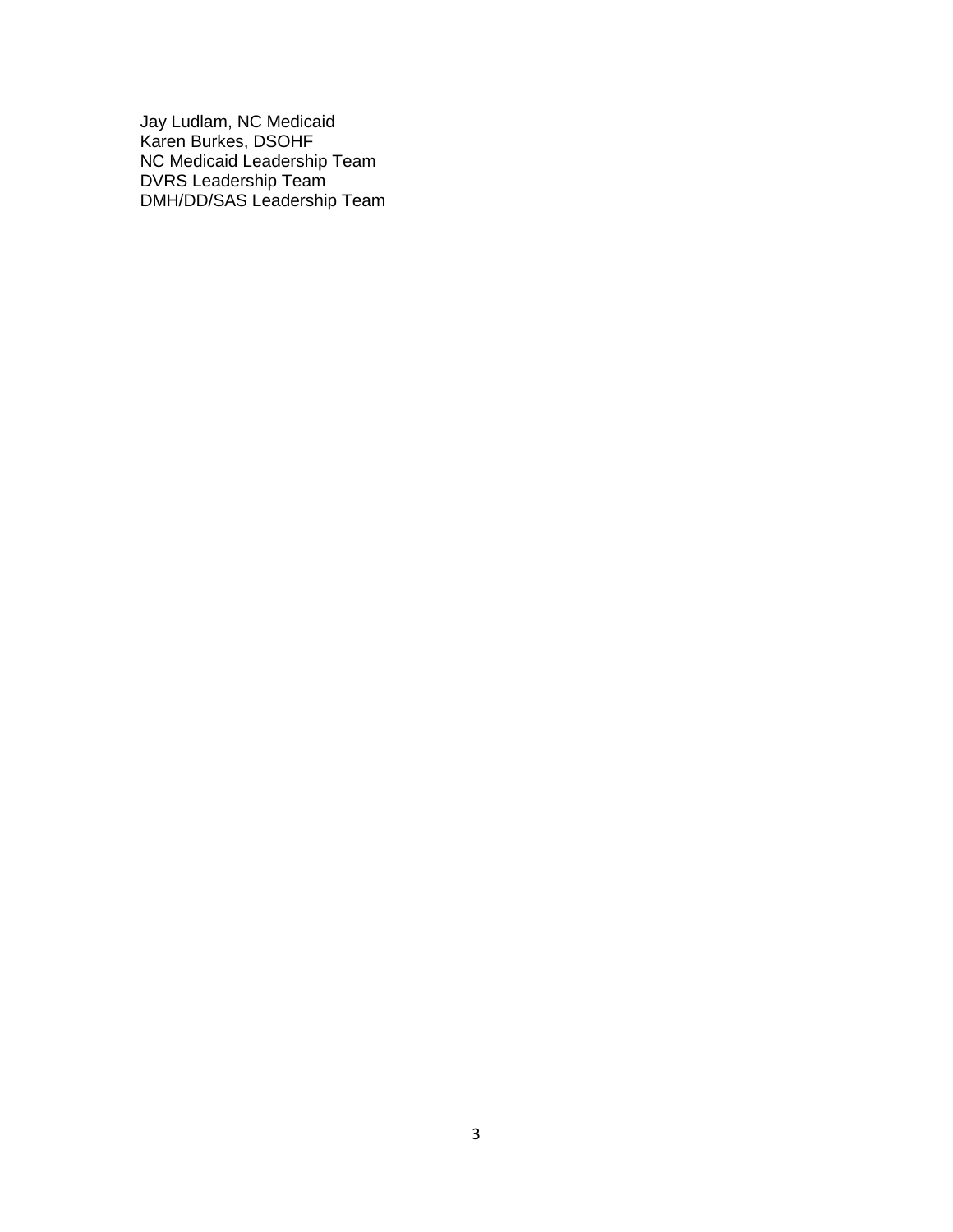Jay Ludlam, NC Medicaid
Karen Burkes, DSOHF
NC Medicaid Leadership Team
DVRS Leadership Team
DMH/DD/SAS Leadership Team